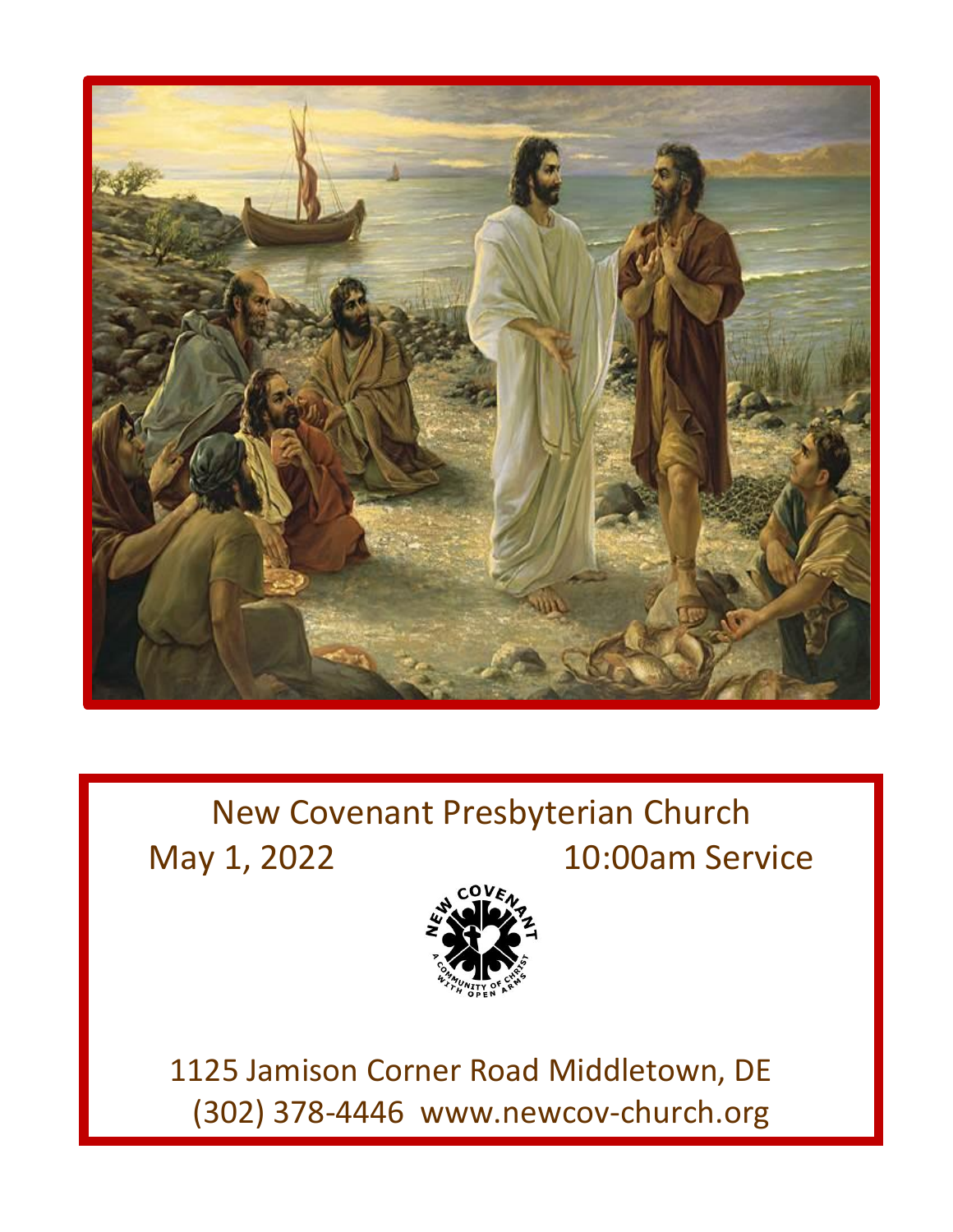# New Covenant Presbyterian Church

May 1, 2022 10:00am Service

1125 Jamison Corner Road Middletown, DE
(302) 378-4446 www.newcov-church.org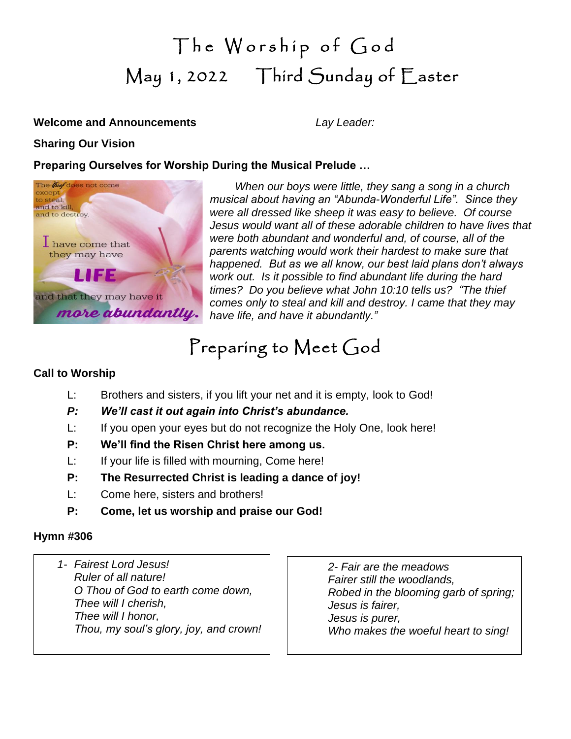# The Worship of God

## May 1, 2022 Third Sunday of Easter

**Welcome and Announcements** *Lay Leader:*

**Sharing Our Vision**

**Preparing Ourselves for Worship During the Musical Prelude …**

*When our boys were little, they sang a song in a church musical about having an "Abunda-Wonderful Life". Since they were all dressed like sheep it was easy to believe. Of course Jesus would want all of these adorable children to have lives that were both abundant and wonderful and, of course, all of the parents watching would work their hardest to make sure that happened. But as we all know, our best laid plans don't always work out. Is it possible to find abundant life during the hard times? Do you believe what John 10:10 tells us? "The thief comes only to steal and kill and destroy. I came that they may have life, and have it abundantly."*

## Preparing to Meet God

**Call to Worship**

L: Brothers and sisters, if you lift your net and it is empty, look to God!

***P: We'll cast it out again into Christ's abundance.***

L: If you open your eyes but do not recognize the Holy One, look here!

**P: We'll find the Risen Christ here among us.**

L: If your life is filled with mourning, Come here!

**P: The Resurrected Christ is leading a dance of joy!**

L: Come here, sisters and brothers!

**P: Come, let us worship and praise our God!**

**Hymn #306**

*1- Fairest Lord Jesus!*
*Ruler of all nature!*
*O Thou of God to earth come down,*
*Thee will I cherish,*
*Thee will I honor,*
*Thou, my soul's glory, joy, and crown!*

*2- Fair are the meadows*
*Fairer still the woodlands,*
*Robed in the blooming garb of spring;*
*Jesus is fairer,*
*Jesus is purer,*
*Who makes the woeful heart to sing!*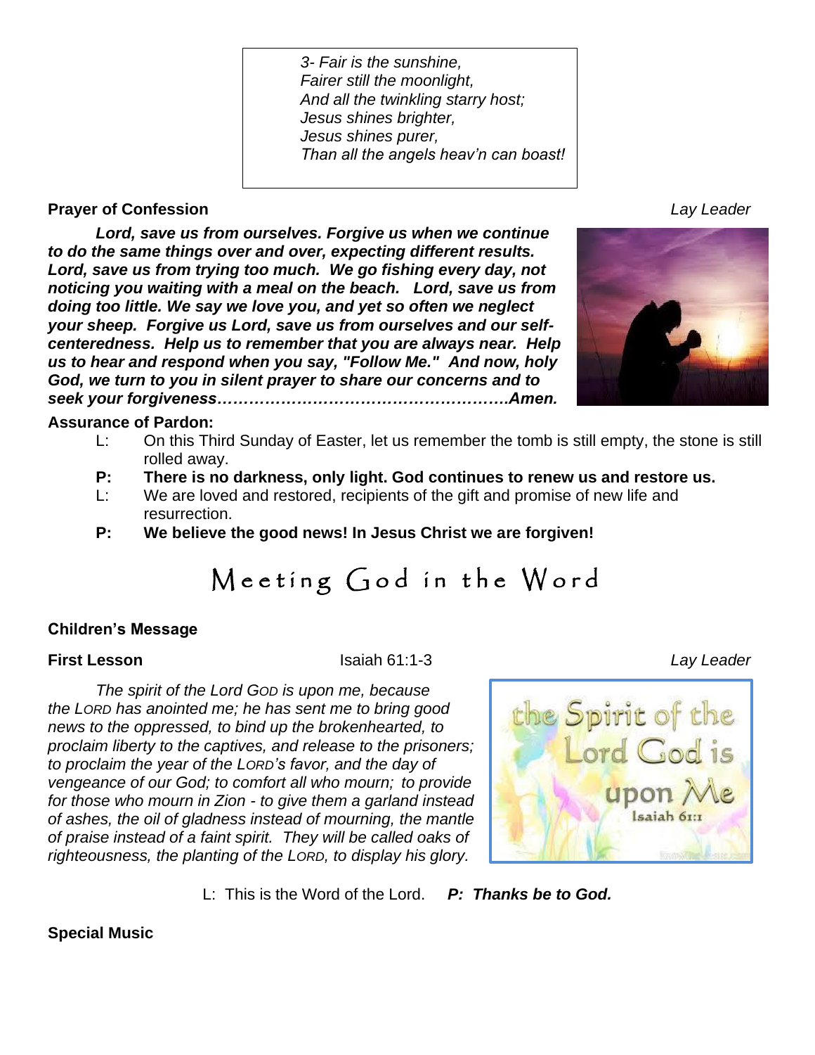*3- Fair is the sunshine,*
*Fairer still the moonlight,*
*And all the twinkling starry host;*
*Jesus shines brighter,*
*Jesus shines purer,*
*Than all the angels heav'n can boast!*

**Prayer of Confession** *Lay Leader*

***Lord, save us from ourselves. Forgive us when we continue to do the same things over and over, expecting different results. Lord, save us from trying too much. We go fishing every day, not noticing you waiting with a meal on the beach. Lord, save us from doing too little. We say we love you, and yet so often we neglect your sheep. Forgive us Lord, save us from ourselves and our self-centeredness. Help us to remember that you are always near. Help us to hear and respond when you say, "Follow Me." And now, holy God, we turn to you in silent prayer to share our concerns and to seek your forgiveness……………………………………………….Amen.***

**Assurance of Pardon:**

L: On this Third Sunday of Easter, let us remember the tomb is still empty, the stone is still rolled away.

**P: There is no darkness, only light. God continues to renew us and restore us.**

L: We are loved and restored, recipients of the gift and promise of new life and resurrection.

**P: We believe the good news! In Jesus Christ we are forgiven!**

# Meeting God in the Word

**Children's Message**

**First Lesson** Isaiah 61:1-3 *Lay Leader*

*The spirit of the Lord GOD is upon me, because the LORD has anointed me; he has sent me to bring good news to the oppressed, to bind up the brokenhearted, to proclaim liberty to the captives, and release to the prisoners; to proclaim the year of the LORD's favor, and the day of vengeance of our God; to comfort all who mourn; to provide for those who mourn in Zion - to give them a garland instead of ashes, the oil of gladness instead of mourning, the mantle of praise instead of a faint spirit. They will be called oaks of righteousness, the planting of the LORD, to display his glory.*

L: This is the Word of the Lord. ***P: Thanks be to God.***

**Special Music**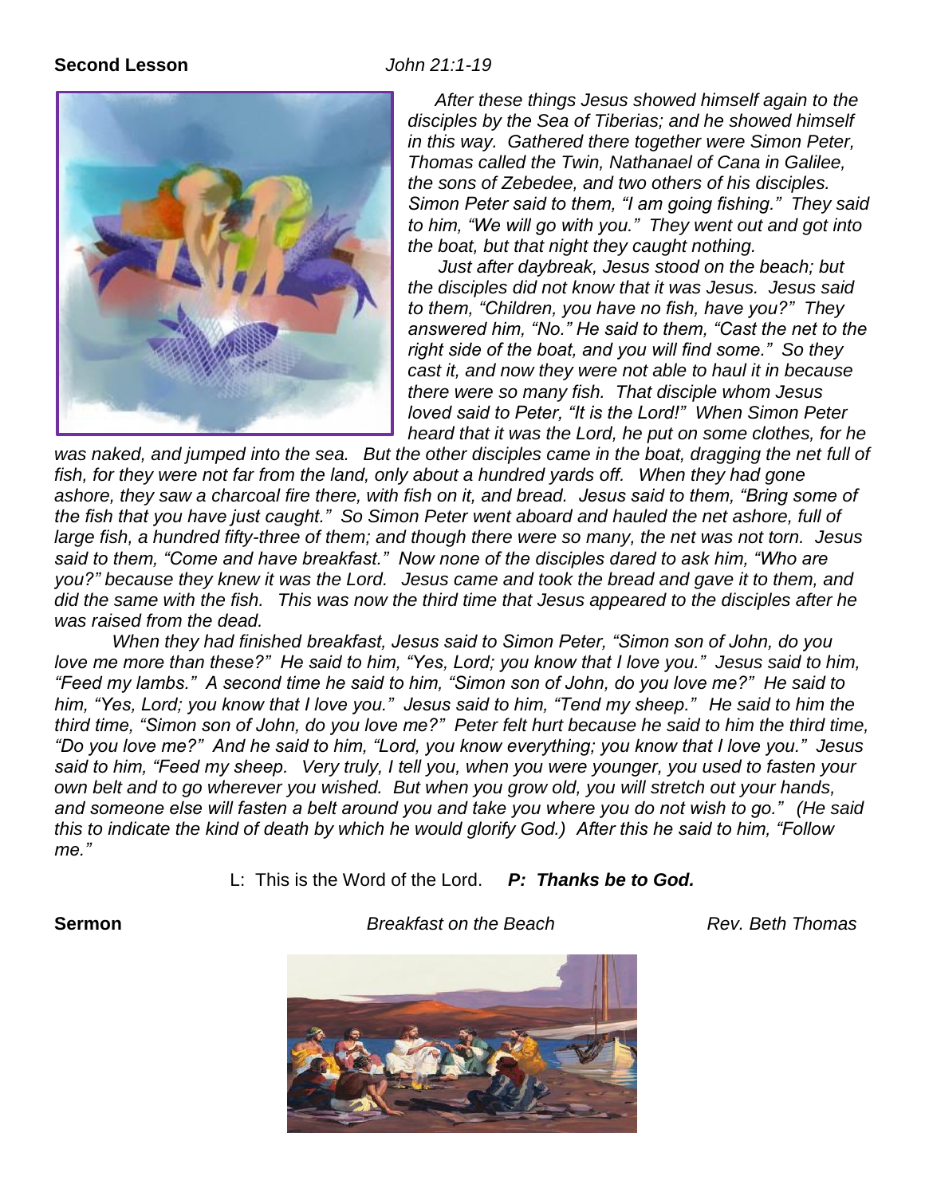**Second Lesson** *John 21:1-19*

*After these things Jesus showed himself again to the disciples by the Sea of Tiberias; and he showed himself in this way. Gathered there together were Simon Peter, Thomas called the Twin, Nathanael of Cana in Galilee, the sons of Zebedee, and two others of his disciples. Simon Peter said to them, "I am going fishing." They said to him, "We will go with you." They went out and got into the boat, but that night they caught nothing.*

*Just after daybreak, Jesus stood on the beach; but the disciples did not know that it was Jesus. Jesus said to them, "Children, you have no fish, have you?" They answered him, "No." He said to them, "Cast the net to the right side of the boat, and you will find some." So they cast it, and now they were not able to haul it in because there were so many fish. That disciple whom Jesus loved said to Peter, "It is the Lord!" When Simon Peter heard that it was the Lord, he put on some clothes, for he was naked, and jumped into the sea. But the other disciples came in the boat, dragging the net full of fish, for they were not far from the land, only about a hundred yards off. When they had gone ashore, they saw a charcoal fire there, with fish on it, and bread. Jesus said to them, "Bring some of the fish that you have just caught." So Simon Peter went aboard and hauled the net ashore, full of large fish, a hundred fifty-three of them; and though there were so many, the net was not torn. Jesus said to them, "Come and have breakfast." Now none of the disciples dared to ask him, "Who are you?" because they knew it was the Lord. Jesus came and took the bread and gave it to them, and did the same with the fish. This was now the third time that Jesus appeared to the disciples after he was raised from the dead.*

*When they had finished breakfast, Jesus said to Simon Peter, "Simon son of John, do you love me more than these?" He said to him, "Yes, Lord; you know that I love you." Jesus said to him, "Feed my lambs." A second time he said to him, "Simon son of John, do you love me?" He said to him, "Yes, Lord; you know that I love you." Jesus said to him, "Tend my sheep." He said to him the third time, "Simon son of John, do you love me?" Peter felt hurt because he said to him the third time, "Do you love me?" And he said to him, "Lord, you know everything; you know that I love you." Jesus said to him, "Feed my sheep. Very truly, I tell you, when you were younger, you used to fasten your own belt and to go wherever you wished. But when you grow old, you will stretch out your hands, and someone else will fasten a belt around you and take you where you do not wish to go." (He said this to indicate the kind of death by which he would glorify God.) After this he said to him, "Follow me."*

L: This is the Word of the Lord. ***P: Thanks be to God.***

**Sermon** *Breakfast on the Beach* *Rev. Beth Thomas*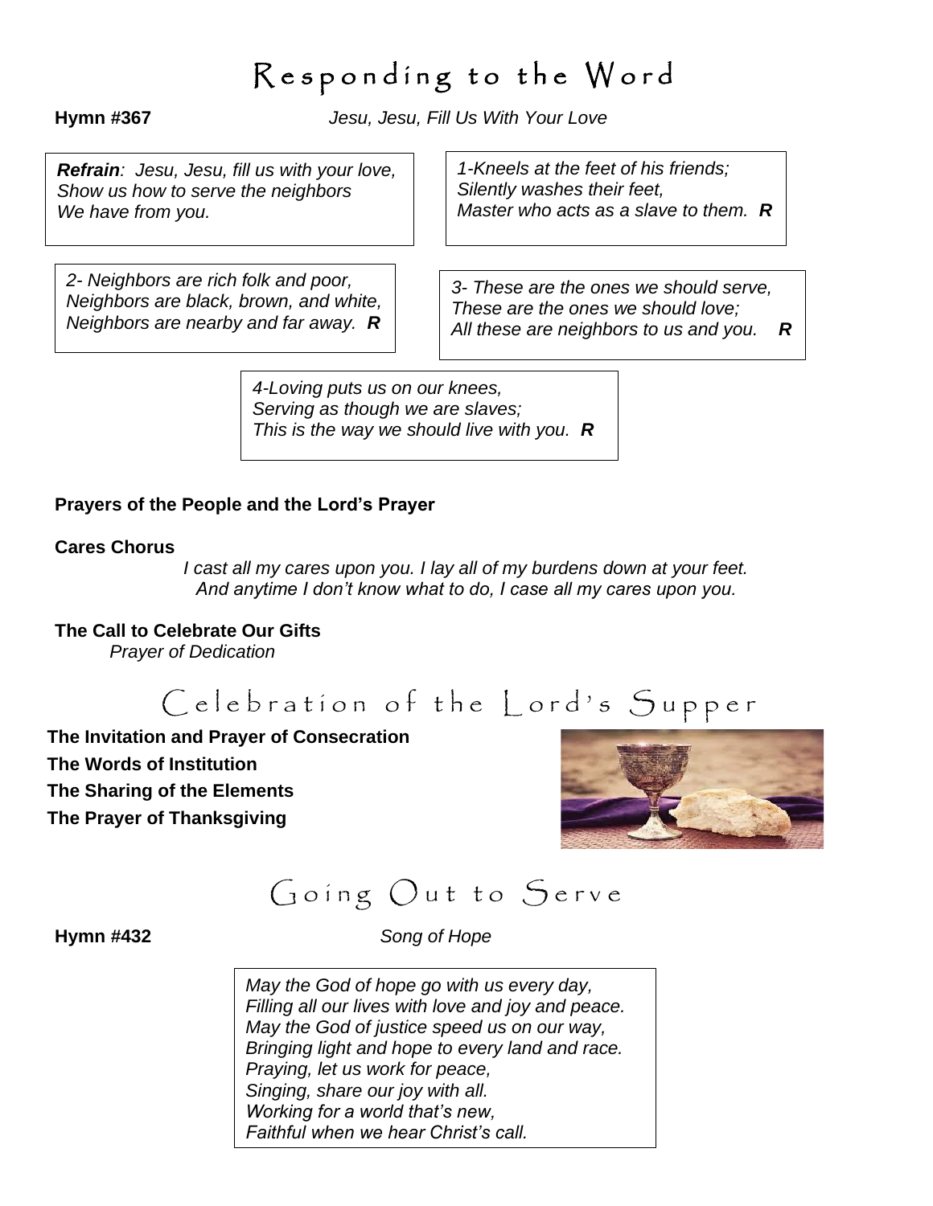# Responding to the Word

**Hymn #367** *Jesu, Jesu, Fill Us With Your Love*

***Refrain**: Jesu, Jesu, fill us with your love,*
*Show us how to serve the neighbors*
*We have from you.*

*1-Kneels at the feet of his friends;*
*Silently washes their feet,*
*Master who acts as a slave to them.* ***R***

*2- Neighbors are rich folk and poor,*
*Neighbors are black, brown, and white,*
*Neighbors are nearby and far away.* ***R***

*3- These are the ones we should serve,*
*These are the ones we should love;*
*All these are neighbors to us and you.* ***R***

*4-Loving puts us on our knees,*
*Serving as though we are slaves;*
*This is the way we should live with you.* ***R***

**Prayers of the People and the Lord's Prayer**

**Cares Chorus**

*I cast all my cares upon you. I lay all of my burdens down at your feet.*
*And anytime I don't know what to do, I case all my cares upon you.*

**The Call to Celebrate Our Gifts**

*Prayer of Dedication*

# Celebration of the Lord's Supper

**The Invitation and Prayer of Consecration**
**The Words of Institution**
**The Sharing of the Elements**
**The Prayer of Thanksgiving**

# Going Out to Serve

**Hymn #432** *Song of Hope*

*May the God of hope go with us every day,*
*Filling all our lives with love and joy and peace.*
*May the God of justice speed us on our way,*
*Bringing light and hope to every land and race.*
*Praying, let us work for peace,*
*Singing, share our joy with all.*
*Working for a world that's new,*
*Faithful when we hear Christ's call.*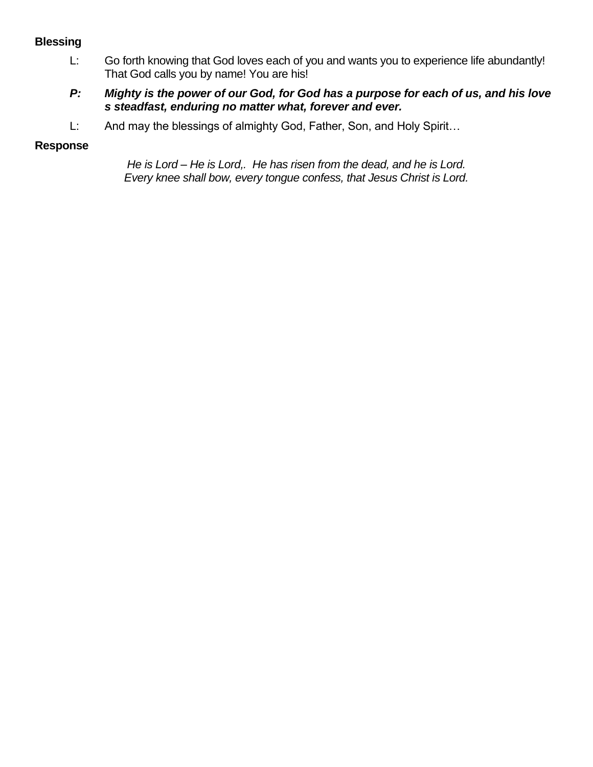**Blessing**

L: Go forth knowing that God loves each of you and wants you to experience life abundantly! That God calls you by name! You are his!

***P: Mighty is the power of our God, for God has a purpose for each of us, and his love s steadfast, enduring no matter what, forever and ever.***

L: And may the blessings of almighty God, Father, Son, and Holy Spirit…

**Response**

*He is Lord – He is Lord,. He has risen from the dead, and he is Lord.*
*Every knee shall bow, every tongue confess, that Jesus Christ is Lord.*